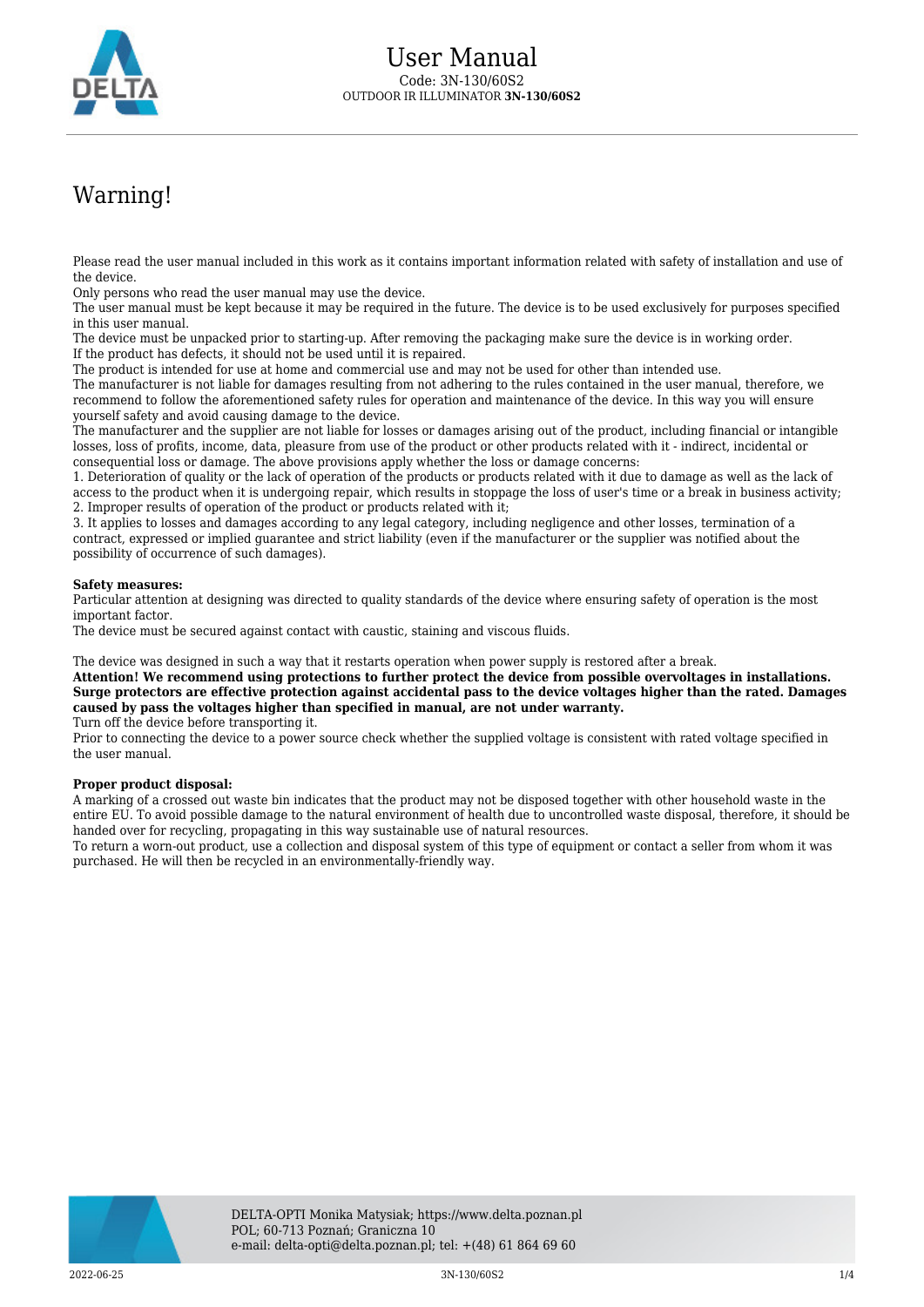# User Manual

Code: 3N-130/60S2

OUTDOOR IR ILLUMINATOR **3N-130/60S2**

## Warning!

Please read the user manual included in this work as it contains important information related with safety of installation and use of the device.
Only persons who read the user manual may use the device.
The user manual must be kept because it may be required in the future. The device is to be used exclusively for purposes specified in this user manual.
The device must be unpacked prior to starting-up. After removing the packaging make sure the device is in working order.
If the product has defects, it should not be used until it is repaired.
The product is intended for use at home and commercial use and may not be used for other than intended use.
The manufacturer is not liable for damages resulting from not adhering to the rules contained in the user manual, therefore, we recommend to follow the aforementioned safety rules for operation and maintenance of the device. In this way you will ensure yourself safety and avoid causing damage to the device.
The manufacturer and the supplier are not liable for losses or damages arising out of the product, including financial or intangible losses, loss of profits, income, data, pleasure from use of the product or other products related with it - indirect, incidental or consequential loss or damage. The above provisions apply whether the loss or damage concerns:
1. Deterioration of quality or the lack of operation of the products or products related with it due to damage as well as the lack of access to the product when it is undergoing repair, which results in stoppage the loss of user's time or a break in business activity;
2. Improper results of operation of the product or products related with it;
3. It applies to losses and damages according to any legal category, including negligence and other losses, termination of a contract, expressed or implied guarantee and strict liability (even if the manufacturer or the supplier was notified about the possibility of occurrence of such damages).

**Safety measures:**
Particular attention at designing was directed to quality standards of the device where ensuring safety of operation is the most important factor.
The device must be secured against contact with caustic, staining and viscous fluids.

The device was designed in such a way that it restarts operation when power supply is restored after a break.
**Attention! We recommend using protections to further protect the device from possible overvoltages in installations. Surge protectors are effective protection against accidental pass to the device voltages higher than the rated. Damages caused by pass the voltages higher than specified in manual, are not under warranty.**
Turn off the device before transporting it.
Prior to connecting the device to a power source check whether the supplied voltage is consistent with rated voltage specified in the user manual.

**Proper product disposal:**
A marking of a crossed out waste bin indicates that the product may not be disposed together with other household waste in the entire EU. To avoid possible damage to the natural environment of health due to uncontrolled waste disposal, therefore, it should be handed over for recycling, propagating in this way sustainable use of natural resources.
To return a worn-out product, use a collection and disposal system of this type of equipment or contact a seller from whom it was purchased. He will then be recycled in an environmentally-friendly way.

DELTA-OPTI Monika Matysiak; https://www.delta.poznan.pl
POL; 60-713 Poznań; Graniczna 10
e-mail: delta-opti@delta.poznan.pl; tel: +(48) 61 864 69 60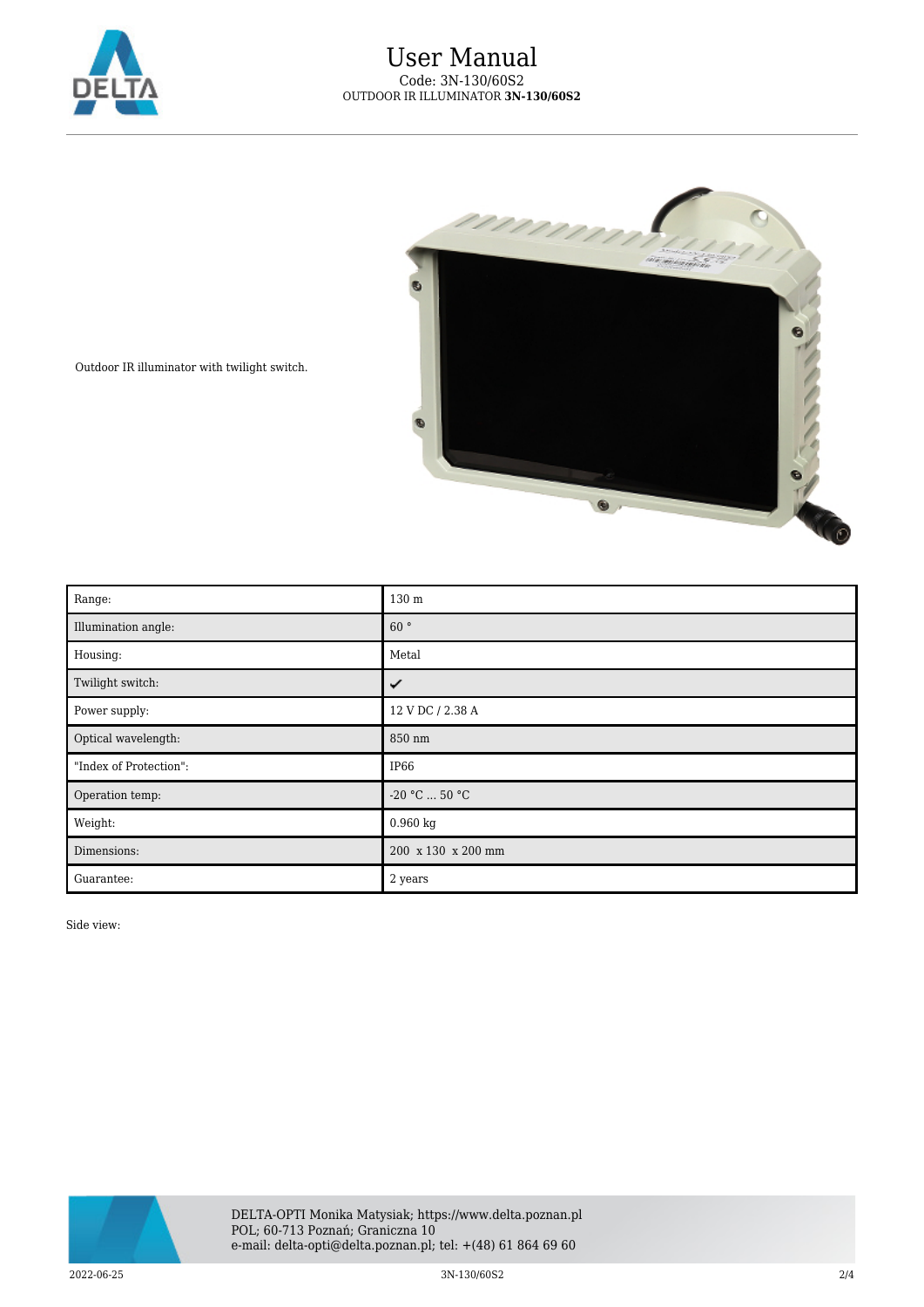Outdoor IR illuminator with twilight switch.

| Range: | 130 m |
| --- | --- |
| Illumination angle: | 60 ° |
| Housing: | Metal |
| Twilight switch: | ✔ |
| Power supply: | 12 V DC / 2.38 A |
| Optical wavelength: | 850 nm |
| "Index of Protection": | IP66 |
| Operation temp: | -20 °C ... 50 °C |
| Weight: | 0.960 kg |
| Dimensions: | 200 x 130 x 200 mm |
| Guarantee: | 2 years |

Side view: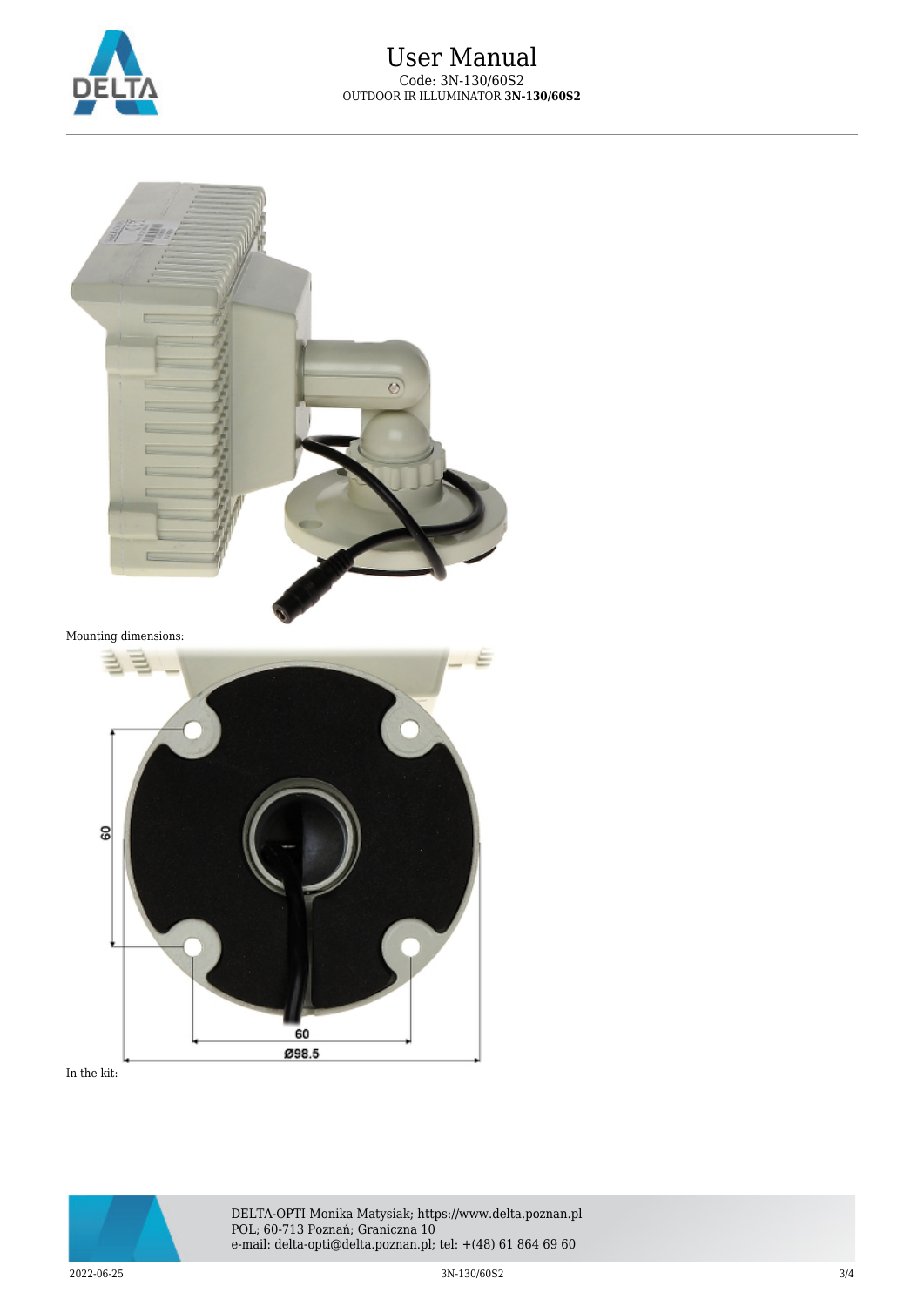Mounting dimensions:

In the kit: